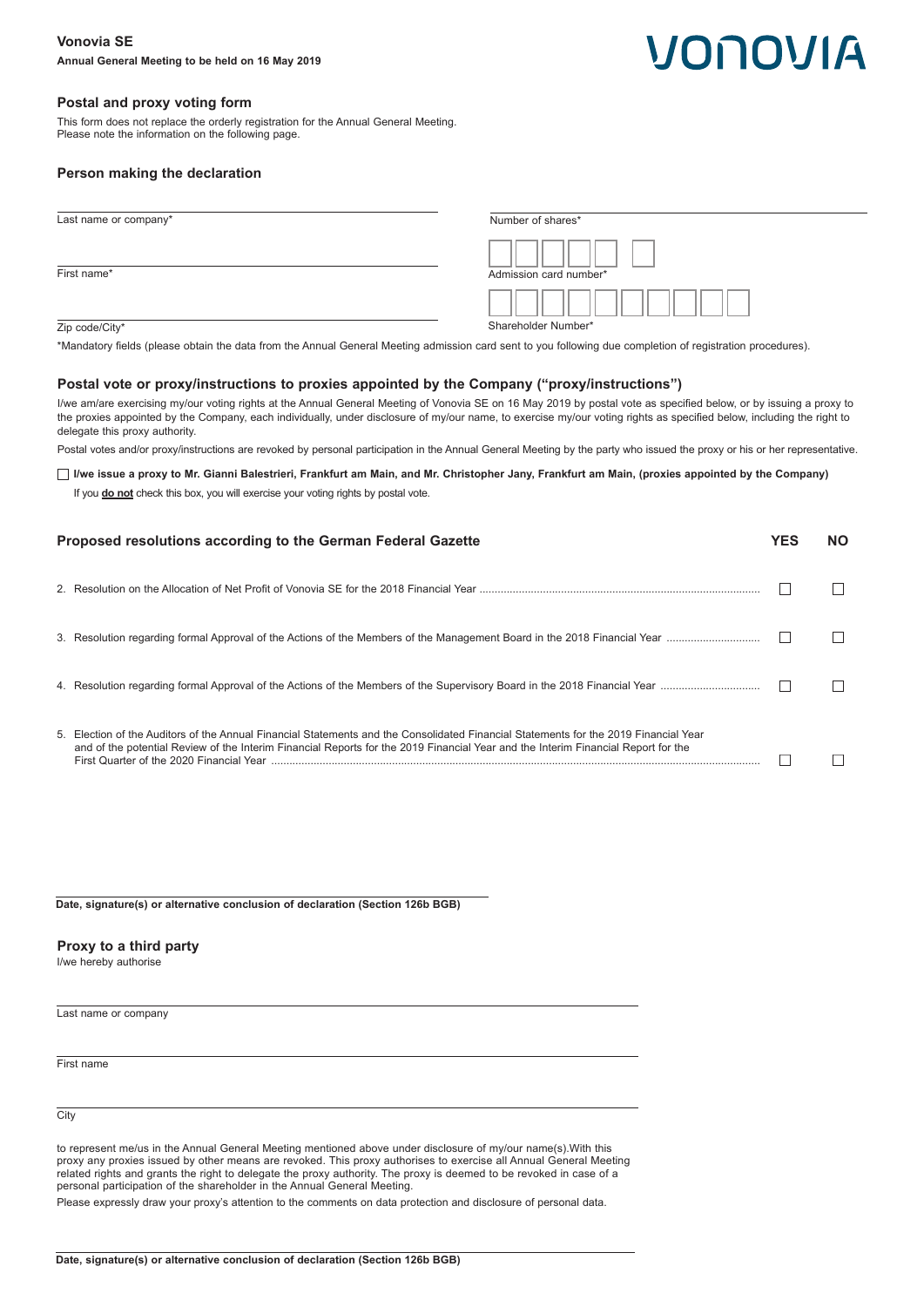**Vonovia SE**

**Annual General Meeting to be held on 16 May 2019**

VONOVIA

## Postal and proxy voting form

This form does not replace the orderly registration for the Annual General Meeting.
Please note the information on the following page.

## Person making the declaration

Last name or company*

First name*

Zip code/City*

Number of shares*

Admission card number*

Shareholder Number*

*Mandatory fields (please obtain the data from the Annual General Meeting admission card sent to you following due completion of registration procedures).

## Postal vote or proxy/instructions to proxies appointed by the Company ("proxy/instructions")

I/we am/are exercising my/our voting rights at the Annual General Meeting of Vonovia SE on 16 May 2019 by postal vote as specified below, or by issuing a proxy to the proxies appointed by the Company, each individually, under disclosure of my/our name, to exercise my/our voting rights as specified below, including the right to delegate this proxy authority.

Postal votes and/or proxy/instructions are revoked by personal participation in the Annual General Meeting by the party who issued the proxy or his or her representative.

☐ **I/we issue a proxy to Mr. Gianni Balestrieri, Frankfurt am Main, and Mr. Christopher Jany, Frankfurt am Main, (proxies appointed by the Company)**

If you **do not** check this box, you will exercise your voting rights by postal vote.

| Proposed resolutions according to the German Federal Gazette | YES | NO |
|---|---|---|
| 2. Resolution on the Allocation of Net Profit of Vonovia SE for the 2018 Financial Year | ☐ | ☐ |
| 3. Resolution regarding formal Approval of the Actions of the Members of the Management Board in the 2018 Financial Year | ☐ | ☐ |
| 4. Resolution regarding formal Approval of the Actions of the Members of the Supervisory Board in the 2018 Financial Year | ☐ | ☐ |
| 5. Election of the Auditors of the Annual Financial Statements and the Consolidated Financial Statements for the 2019 Financial Year and of the potential Review of the Interim Financial Reports for the 2019 Financial Year and the Interim Financial Report for the First Quarter of the 2020 Financial Year | ☐ | ☐ |

**Date, signature(s) or alternative conclusion of declaration (Section 126b BGB)**

## Proxy to a third party

I/we hereby authorise

Last name or company

First name

City

to represent me/us in the Annual General Meeting mentioned above under disclosure of my/our name(s).With this proxy any proxies issued by other means are revoked. This proxy authorises to exercise all Annual General Meeting related rights and grants the right to delegate the proxy authority. The proxy is deemed to be revoked in case of a personal participation of the shareholder in the Annual General Meeting.

Please expressly draw your proxy's attention to the comments on data protection and disclosure of personal data.

**Date, signature(s) or alternative conclusion of declaration (Section 126b BGB)**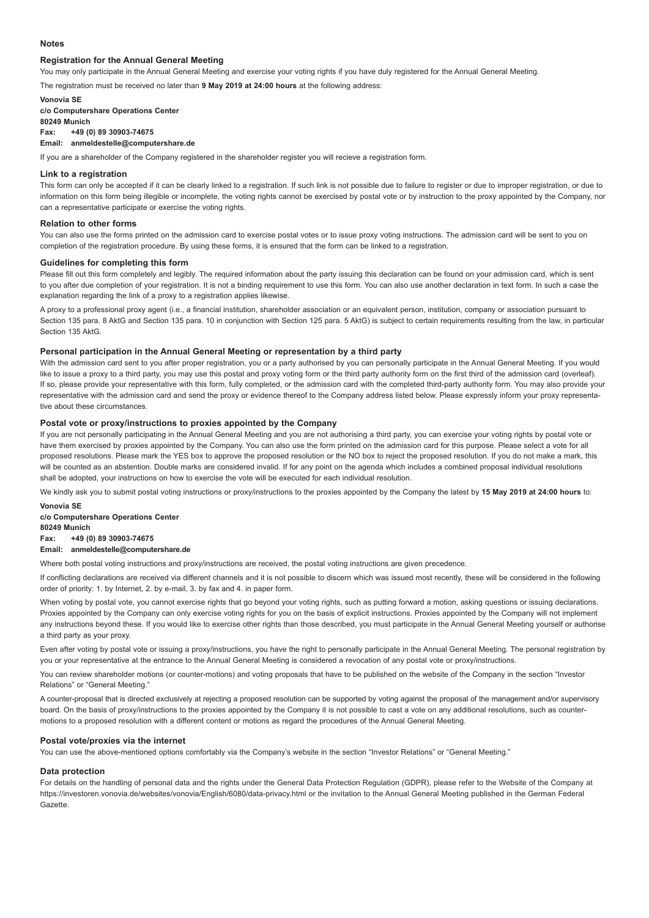## Notes

### Registration for the Annual General Meeting

You may only participate in the Annual General Meeting and exercise your voting rights if you have duly registered for the Annual General Meeting.

The registration must be received no later than **9 May 2019 at 24:00 hours** at the following address:

**Vonovia SE**
**c/o Computershare Operations Center**
**80249 Munich**
**Fax: +49 (0) 89 30903-74675**
**Email: anmeldestelle@computershare.de**

If you are a shareholder of the Company registered in the shareholder register you will recieve a registration form.

### Link to a registration

This form can only be accepted if it can be clearly linked to a registration. If such link is not possible due to failure to register or due to improper registration, or due to information on this form being illegible or incomplete, the voting rights cannot be exercised by postal vote or by instruction to the proxy appointed by the Company, nor can a representative participate or exercise the voting rights.

### Relation to other forms

You can also use the forms printed on the admission card to exercise postal votes or to issue proxy voting instructions. The admission card will be sent to you on completion of the registration procedure. By using these forms, it is ensured that the form can be linked to a registration.

### Guidelines for completing this form

Please fill out this form completely and legibly. The required information about the party issuing this declaration can be found on your admission card, which is sent to you after due completion of your registration. It is not a binding requirement to use this form. You can also use another declaration in text form. In such a case the explanation regarding the link of a proxy to a registration applies likewise.

A proxy to a professional proxy agent (i.e., a financial institution, shareholder association or an equivalent person, institution, company or association pursuant to Section 135 para. 8 AktG and Section 135 para. 10 in conjunction with Section 125 para. 5 AktG) is subject to certain requirements resulting from the law, in particular Section 135 AktG.

### Personal participation in the Annual General Meeting or representation by a third party

With the admission card sent to you after proper registration, you or a party authorised by you can personally participate in the Annual General Meeting. If you would like to issue a proxy to a third party, you may use this postal and proxy voting form or the third party authority form on the first third of the admission card (overleaf). If so, please provide your representative with this form, fully completed, or the admission card with the completed third-party authority form. You may also provide your representative with the admission card and send the proxy or evidence thereof to the Company address listed below. Please expressly inform your proxy representative about these circumstances.

### Postal vote or proxy/instructions to proxies appointed by the Company

If you are not personally participating in the Annual General Meeting and you are not authorising a third party, you can exercise your voting rights by postal vote or have them exercised by proxies appointed by the Company. You can also use the form printed on the admission card for this purpose. Please select a vote for all proposed resolutions. Please mark the YES box to approve the proposed resolution or the NO box to reject the proposed resolution. If you do not make a mark, this will be counted as an abstention. Double marks are considered invalid. If for any point on the agenda which includes a combined proposal individual resolutions shall be adopted, your instructions on how to exercise the vote will be executed for each individual resolution.

We kindly ask you to submit postal voting instructions or proxy/instructions to the proxies appointed by the Company the latest by **15 May 2019 at 24:00 hours** to:

**Vonovia SE**
**c/o Computershare Operations Center**
**80249 Munich**
**Fax: +49 (0) 89 30903-74675**
**Email: anmeldestelle@computershare.de**

Where both postal voting instructions and proxy/instructions are received, the postal voting instructions are given precedence.

If conflicting declarations are received via different channels and it is not possible to discern which was issued most recently, these will be considered in the following order of priority: 1. by Internet, 2. by e-mail, 3. by fax and 4. in paper form.

When voting by postal vote, you cannot exercise rights that go beyond your voting rights, such as putting forward a motion, asking questions or issuing declarations. Proxies appointed by the Company can only exercise voting rights for you on the basis of explicit instructions. Proxies appointed by the Company will not implement any instructions beyond these. If you would like to exercise other rights than those described, you must participate in the Annual General Meeting yourself or authorise a third party as your proxy.

Even after voting by postal vote or issuing a proxy/instructions, you have the right to personally participate in the Annual General Meeting. The personal registration by you or your representative at the entrance to the Annual General Meeting is considered a revocation of any postal vote or proxy/instructions.

You can review shareholder motions (or counter-motions) and voting proposals that have to be published on the website of the Company in the section "Investor Relations" or "General Meeting."

A counter-proposal that is directed exclusively at rejecting a proposed resolution can be supported by voting against the proposal of the management and/or supervisory board. On the basis of proxy/instructions to the proxies appointed by the Company it is not possible to cast a vote on any additional resolutions, such as counter-motions to a proposed resolution with a different content or motions as regard the procedures of the Annual General Meeting.

### Postal vote/proxies via the internet

You can use the above-mentioned options comfortably via the Company's website in the section "Investor Relations" or "General Meeting."

### Data protection

For details on the handling of personal data and the rights under the General Data Protection Regulation (GDPR), please refer to the Website of the Company at https://investoren.vonovia.de/websites/vonovia/English/6080/data-privacy.html or the invitation to the Annual General Meeting published in the German Federal Gazette.